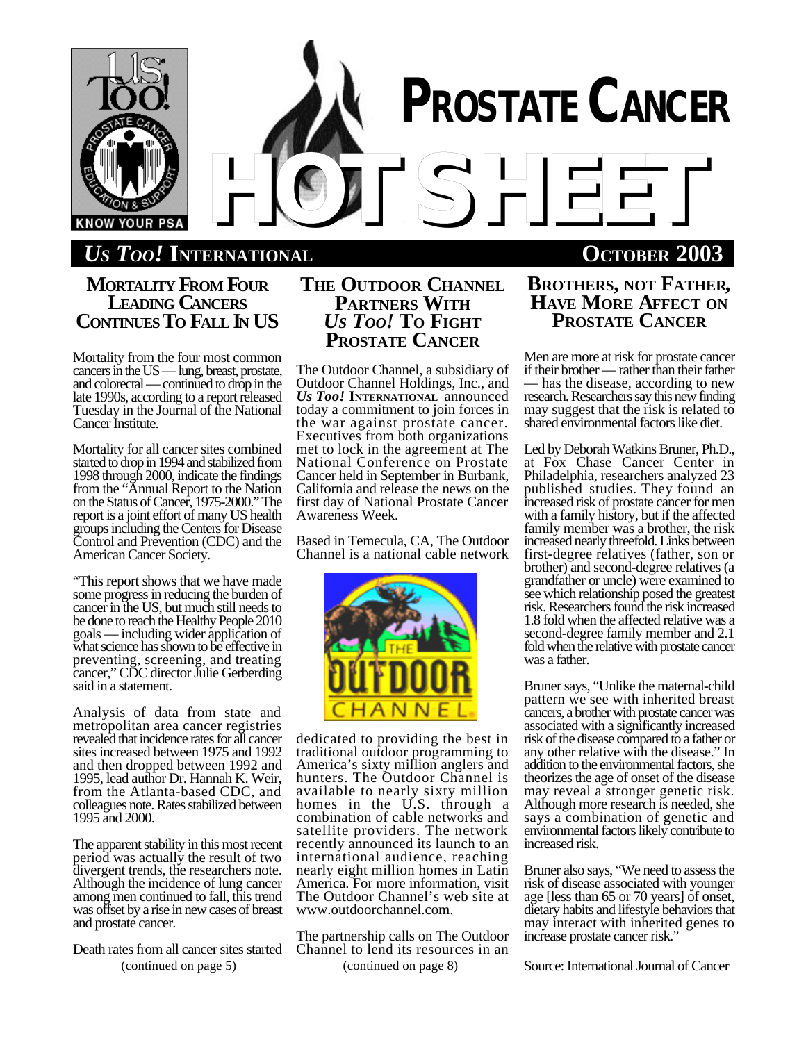# PROSTATE CANCER HOT SHEET

*Us Too!* **INTERNATIONAL** — **OCTOBER 2003**

## MORTALITY FROM FOUR LEADING CANCERS CONTINUES TO FALL IN US

Mortality from the four most common cancers in the US — lung, breast, prostate, and colorectal — continued to drop in the late 1990s, according to a report released Tuesday in the Journal of the National Cancer Institute.

Mortality for all cancer sites combined started to drop in 1994 and stabilized from 1998 through 2000, indicate the findings from the "Annual Report to the Nation on the Status of Cancer, 1975-2000." The report is a joint effort of many US health groups including the Centers for Disease Control and Prevention (CDC) and the American Cancer Society.

"This report shows that we have made some progress in reducing the burden of cancer in the US, but much still needs to be done to reach the Healthy People 2010 goals — including wider application of what science has shown to be effective in preventing, screening, and treating cancer," CDC director Julie Gerberding said in a statement.

Analysis of data from state and metropolitan area cancer registries revealed that incidence rates for all cancer sites increased between 1975 and 1992 and then dropped between 1992 and 1995, lead author Dr. Hannah K. Weir, from the Atlanta-based CDC, and colleagues note. Rates stabilized between 1995 and 2000.

The apparent stability in this most recent period was actually the result of two divergent trends, the researchers note. Although the incidence of lung cancer among men continued to fall, this trend was offset by a rise in new cases of breast and prostate cancer.

Death rates from all cancer sites started

(continued on page 5)

## THE OUTDOOR CHANNEL PARTNERS WITH *US TOO!* TO FIGHT PROSTATE CANCER

The Outdoor Channel, a subsidiary of Outdoor Channel Holdings, Inc., and ***Us Too!* INTERNATIONAL** announced today a commitment to join forces in the war against prostate cancer. Executives from both organizations met to lock in the agreement at The National Conference on Prostate Cancer held in September in Burbank, California and release the news on the first day of National Prostate Cancer Awareness Week.

Based in Temecula, CA, The Outdoor Channel is a national cable network dedicated to providing the best in traditional outdoor programming to America's sixty million anglers and hunters. The Outdoor Channel is available to nearly sixty million homes in the U.S. through a combination of cable networks and satellite providers. The network recently announced its launch to an international audience, reaching nearly eight million homes in Latin America. For more information, visit The Outdoor Channel's web site at www.outdoorchannel.com.

The partnership calls on The Outdoor Channel to lend its resources in an

(continued on page 8)

## BROTHERS, NOT FATHER, HAVE MORE AFFECT ON PROSTATE CANCER

Men are more at risk for prostate cancer if their brother — rather than their father — has the disease, according to new research. Researchers say this new finding may suggest that the risk is related to shared environmental factors like diet.

Led by Deborah Watkins Bruner, Ph.D., at Fox Chase Cancer Center in Philadelphia, researchers analyzed 23 published studies. They found an increased risk of prostate cancer for men with a family history, but if the affected family member was a brother, the risk increased nearly threefold. Links between first-degree relatives (father, son or brother) and second-degree relatives (a grandfather or uncle) were examined to see which relationship posed the greatest risk. Researchers found the risk increased 1.8 fold when the affected relative was a second-degree family member and 2.1 fold when the relative with prostate cancer was a father.

Bruner says, "Unlike the maternal-child pattern we see with inherited breast cancers, a brother with prostate cancer was associated with a significantly increased risk of the disease compared to a father or any other relative with the disease." In addition to the environmental factors, she theorizes the age of onset of the disease may reveal a stronger genetic risk. Although more research is needed, she says a combination of genetic and environmental factors likely contribute to increased risk.

Bruner also says, "We need to assess the risk of disease associated with younger age [less than 65 or 70 years] of onset, dietary habits and lifestyle behaviors that may interact with inherited genes to increase prostate cancer risk."

Source: International Journal of Cancer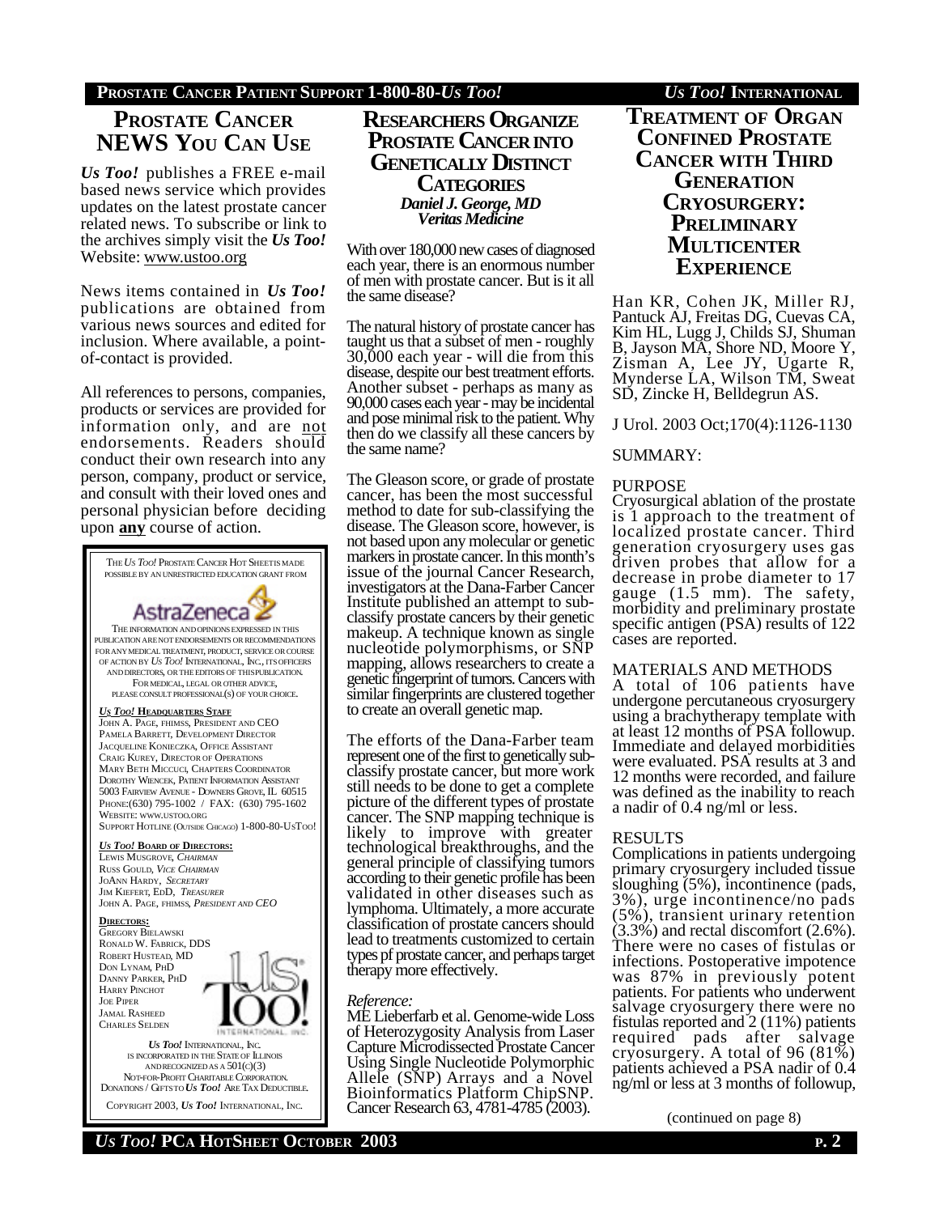## Prostate Cancer NEWS You Can Use

***Us Too!*** publishes a FREE e-mail based news service which provides updates on the latest prostate cancer related news. To subscribe or link to the archives simply visit the ***Us Too!*** Website: www.ustoo.org

News items contained in ***Us Too!*** publications are obtained from various news sources and edited for inclusion. Where available, a point-of-contact is provided.

All references to persons, companies, products or services are provided for information only, and are not endorsements. Readers should conduct their own research into any person, company, product or service, and consult with their loved ones and personal physician before deciding upon **any** course of action.

THE *US TOO!* PROSTATE CANCER HOT SHEETS IS MADE POSSIBLE BY AN UNRESTRICTED EDUCATION GRANT FROM

AstraZeneca

THE INFORMATION AND OPINIONS EXPRESSED IN THIS PUBLICATION ARE NOT ENDORSEMENTS OR RECOMMENDATIONS FOR ANY MEDICAL TREATMENT, PRODUCT, SERVICE OR COURSE OF ACTION BY *US TOO!* INTERNATIONAL, INC., ITS OFFICERS AND DIRECTORS, OR THE EDITORS OF THIS PUBLICATION. FOR MEDICAL, LEGAL OR OTHER ADVICE, PLEASE CONSULT PROFESSIONAL(S) OF YOUR CHOICE.

***US TOO!* HEADQUARTERS STAFF**

JOHN A. PAGE, FHIMSS, PRESIDENT AND CEO
PAMELA BARRETT, DEVELOPMENT DIRECTOR
JACQUELINE KONIECZKA, OFFICE ASSISTANT
CRAIG KUREY, DIRECTOR OF OPERATIONS
MARY BETH MICCUCI, CHAPTERS COORDINATOR
DOROTHY WIENCEK, PATIENT INFORMATION ASSISTANT
5003 FAIRVIEW AVENUE - DOWNERS GROVE, IL 60515
PHONE:(630) 795-1002 / FAX: (630) 795-1602
WEBSITE: WWW.USTOO.ORG
SUPPORT HOTLINE (OUTSIDE CHICAGO) 1-800-80-USTOO!

***US TOO!* BOARD OF DIRECTORS:**

LEWIS MUSGROVE, *CHAIRMAN*
RUSS GOULD, *VICE CHAIRMAN*
JOANN HARDY, *SECRETARY*
JIM KIEFERT, EDD, *TREASURER*
JOHN A. PAGE, FHIMSS, *PRESIDENT AND CEO*

**DIRECTORS:**

GREGORY BIELAWSKI
RONALD W. FABRICK, DDS
ROBERT HUSTEAD, MD
DON LYNAM, PHD
DANNY PARKER, PHD
HARRY PINCHOT
JOE PIPER
JAMAL RASHEED
CHARLES SELDEN

*US TOO!* INTERNATIONAL, INC. IS INCORPORATED IN THE STATE OF ILLINOIS AND RECOGNIZED AS A 501(C)(3) NOT-FOR-PROFIT CHARITABLE CORPORATION. DONATIONS / GIFTS TO *US TOO!* ARE TAX DEDUCTIBLE.

COPYRIGHT 2003, *US TOO!* INTERNATIONAL, INC.

## Researchers Organize Prostate Cancer into Genetically Distinct Categories

***Daniel J. George, MD***
***Veritas Medicine***

With over 180,000 new cases of diagnosed each year, there is an enormous number of men with prostate cancer. But is it all the same disease?

The natural history of prostate cancer has taught us that a subset of men - roughly 30,000 each year - will die from this disease, despite our best treatment efforts. Another subset - perhaps as many as 90,000 cases each year - may be incidental and pose minimal risk to the patient. Why then do we classify all these cancers by the same name?

The Gleason score, or grade of prostate cancer, has been the most successful method to date for sub-classifying the disease. The Gleason score, however, is not based upon any molecular or genetic markers in prostate cancer. In this month's issue of the journal Cancer Research, investigators at the Dana-Farber Cancer Institute published an attempt to sub-classify prostate cancers by their genetic makeup. A technique known as single nucleotide polymorphisms, or SNP mapping, allows researchers to create a genetic fingerprint of tumors. Cancers with similar fingerprints are clustered together to create an overall genetic map.

The efforts of the Dana-Farber team represent one of the first to genetically sub-classify prostate cancer, but more work still needs to be done to get a complete picture of the different types of prostate cancer. The SNP mapping technique is likely to improve with greater technological breakthroughs, and the general principle of classifying tumors according to their genetic profile has been validated in other diseases such as lymphoma. Ultimately, a more accurate classification of prostate cancers should lead to treatments customized to certain types pf prostate cancer, and perhaps target therapy more effectively.

*Reference:*
ME Lieberfarb et al. Genome-wide Loss of Heterozygosity Analysis from Laser Capture Microdissected Prostate Cancer Using Single Nucleotide Polymorphic Allele (SNP) Arrays and a Novel Bioinformatics Platform ChipSNP. Cancer Research 63, 4781-4785 (2003).

## Treatment of Organ Confined Prostate Cancer with Third Generation Cryosurgery: Preliminary Multicenter Experience

Han KR, Cohen JK, Miller RJ, Pantuck AJ, Freitas DG, Cuevas CA, Kim HL, Lugg J, Childs SJ, Shuman B, Jayson MA, Shore ND, Moore Y, Zisman A, Lee JY, Ugarte R, Mynderse LA, Wilson TM, Sweat SD, Zincke H, Belldegrun AS.

J Urol. 2003 Oct;170(4):1126-1130

SUMMARY:

PURPOSE
Cryosurgical ablation of the prostate is 1 approach to the treatment of localized prostate cancer. Third generation cryosurgery uses gas driven probes that allow for a decrease in probe diameter to 17 gauge (1.5 mm). The safety, morbidity and preliminary prostate specific antigen (PSA) results of 122 cases are reported.

MATERIALS AND METHODS
A total of 106 patients have undergone percutaneous cryosurgery using a brachytherapy template with at least 12 months of PSA followup. Immediate and delayed morbidities were evaluated. PSA results at 3 and 12 months were recorded, and failure was defined as the inability to reach a nadir of 0.4 ng/ml or less.

RESULTS
Complications in patients undergoing primary cryosurgery included tissue sloughing (5%), incontinence (pads, 3%), urge incontinence/no pads (5%), transient urinary retention (3.3%) and rectal discomfort (2.6%). There were no cases of fistulas or infections. Postoperative impotence was 87% in previously potent patients. For patients who underwent salvage cryosurgery there were no fistulas reported and 2 (11%) patients required pads after salvage cryosurgery. A total of 96 (81%) patients achieved a PSA nadir of 0.4 ng/ml or less at 3 months of followup,

(continued on page 8)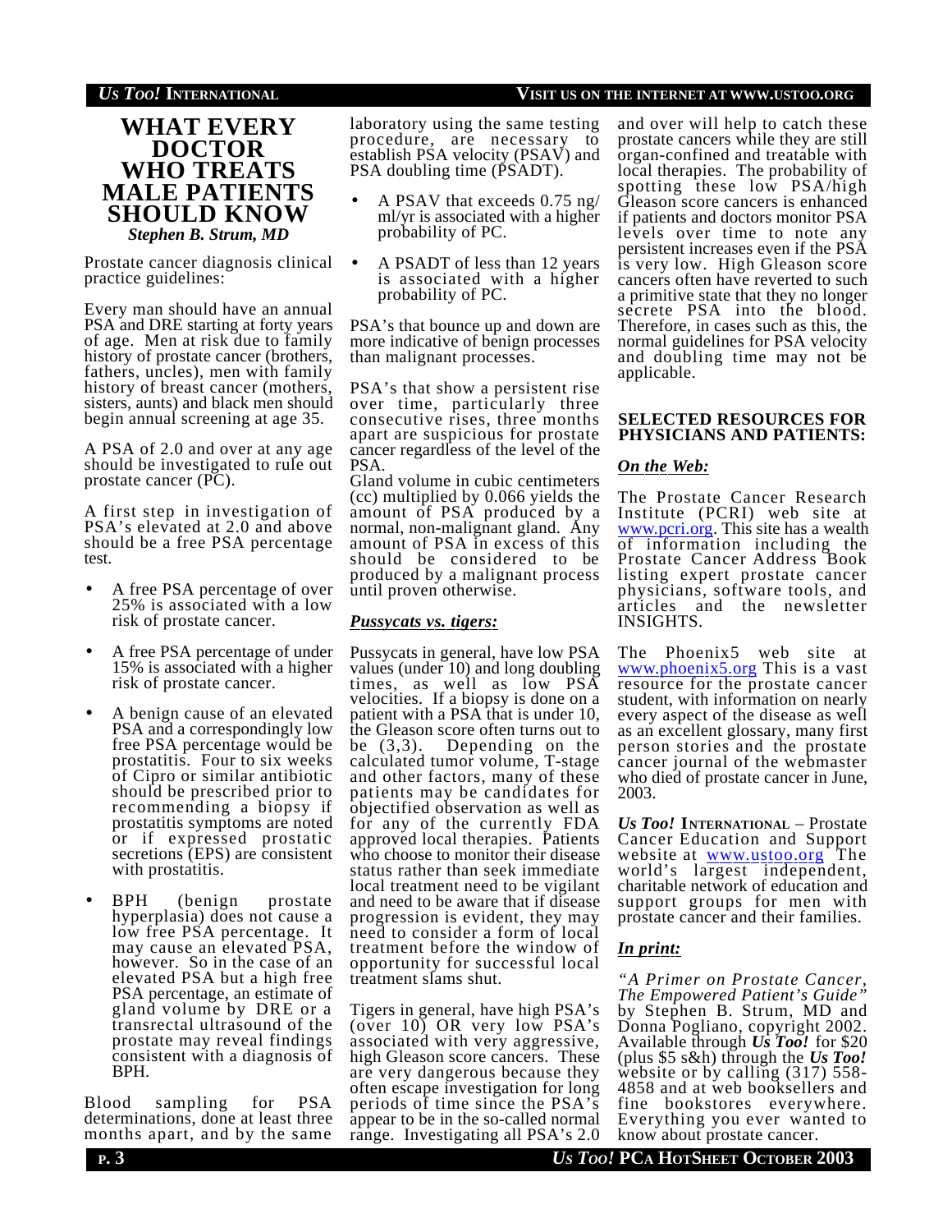# WHAT EVERY DOCTOR WHO TREATS MALE PATIENTS SHOULD KNOW

***Stephen B. Strum, MD***

Prostate cancer diagnosis clinical practice guidelines:

Every man should have an annual PSA and DRE starting at forty years of age. Men at risk due to family history of prostate cancer (brothers, fathers, uncles), men with family history of breast cancer (mothers, sisters, aunts) and black men should begin annual screening at age 35.

A PSA of 2.0 and over at any age should be investigated to rule out prostate cancer (PC).

A first step in investigation of PSA's elevated at 2.0 and above should be a free PSA percentage test.

- A free PSA percentage of over 25% is associated with a low risk of prostate cancer.
- A free PSA percentage of under 15% is associated with a higher risk of prostate cancer.
- A benign cause of an elevated PSA and a correspondingly low free PSA percentage would be prostatitis. Four to six weeks of Cipro or similar antibiotic should be prescribed prior to recommending a biopsy if prostatitis symptoms are noted or if expressed prostatic secretions (EPS) are consistent with prostatitis.
- BPH (benign prostate hyperplasia) does not cause a low free PSA percentage. It may cause an elevated PSA, however. So in the case of an elevated PSA but a high free PSA percentage, an estimate of gland volume by DRE or a transrectal ultrasound of the prostate may reveal findings consistent with a diagnosis of BPH.

Blood sampling for PSA determinations, done at least three months apart, and by the same laboratory using the same testing procedure, are necessary to establish PSA velocity (PSAV) and PSA doubling time (PSADT).

- A PSAV that exceeds 0.75 ng/ml/yr is associated with a higher probability of PC.
- A PSADT of less than 12 years is associated with a higher probability of PC.

PSA's that bounce up and down are more indicative of benign processes than malignant processes.

PSA's that show a persistent rise over time, particularly three consecutive rises, three months apart are suspicious for prostate cancer regardless of the level of the PSA.

Gland volume in cubic centimeters (cc) multiplied by 0.066 yields the amount of PSA produced by a normal, non-malignant gland. Any amount of PSA in excess of this should be considered to be produced by a malignant process until proven otherwise.

### *Pussycats vs. tigers:*

Pussycats in general, have low PSA values (under 10) and long doubling times, as well as low PSA velocities. If a biopsy is done on a patient with a PSA that is under 10, the Gleason score often turns out to be (3,3). Depending on the calculated tumor volume, T-stage and other factors, many of these patients may be candidates for objectified observation as well as for any of the currently FDA approved local therapies. Patients who choose to monitor their disease status rather than seek immediate local treatment need to be vigilant and need to be aware that if disease progression is evident, they may need to consider a form of local treatment before the window of opportunity for successful local treatment slams shut.

Tigers in general, have high PSA's (over 10) OR very low PSA's associated with very aggressive, high Gleason score cancers. These are very dangerous because they often escape investigation for long periods of time since the PSA's appear to be in the so-called normal range. Investigating all PSA's 2.0 and over will help to catch these prostate cancers while they are still organ-confined and treatable with local therapies. The probability of spotting these low PSA/high Gleason score cancers is enhanced if patients and doctors monitor PSA levels over time to note any persistent increases even if the PSA is very low. High Gleason score cancers often have reverted to such a primitive state that they no longer secrete PSA into the blood. Therefore, in cases such as this, the normal guidelines for PSA velocity and doubling time may not be applicable.

## SELECTED RESOURCES FOR PHYSICIANS AND PATIENTS:

### *On the Web:*

The Prostate Cancer Research Institute (PCRI) web site at www.pcri.org. This site has a wealth of information including the Prostate Cancer Address Book listing expert prostate cancer physicians, software tools, and articles and the newsletter INSIGHTS.

The Phoenix5 web site at www.phoenix5.org This is a vast resource for the prostate cancer student, with information on nearly every aspect of the disease as well as an excellent glossary, many first person stories and the prostate cancer journal of the webmaster who died of prostate cancer in June, 2003.

***Us Too!* INTERNATIONAL** – Prostate Cancer Education and Support website at www.ustoo.org The world's largest independent, charitable network of education and support groups for men with prostate cancer and their families.

### *In print:*

*"A Primer on Prostate Cancer, The Empowered Patient's Guide"* by Stephen B. Strum, MD and Donna Pogliano, copyright 2002. Available through ***Us Too!*** for $20 (plus $5 s&h) through the ***Us Too!*** website or by calling (317) 558-4858 and at web booksellers and fine bookstores everywhere. Everything you ever wanted to know about prostate cancer.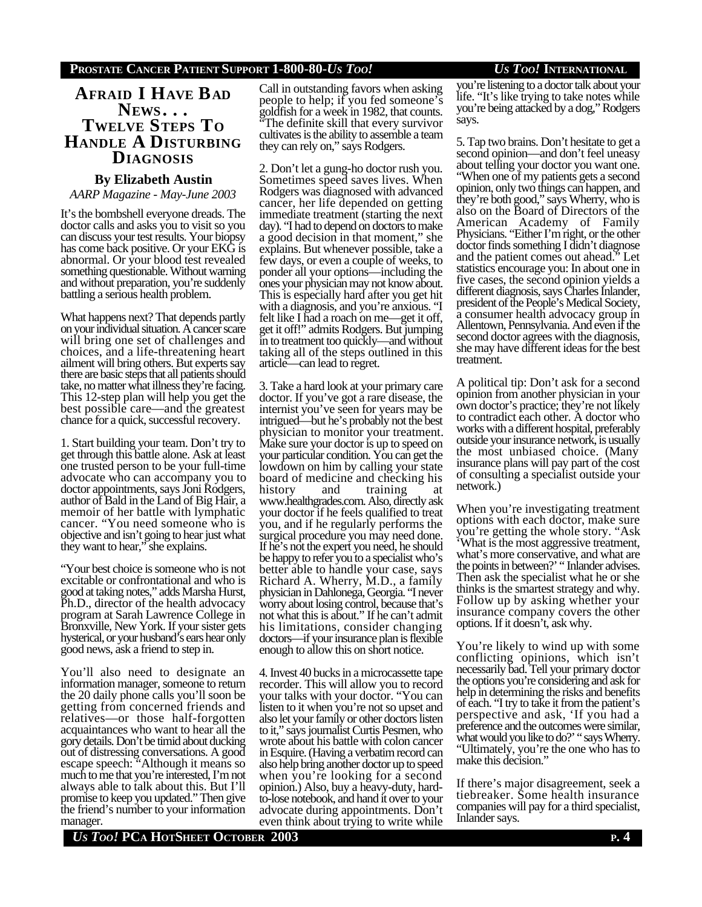# Afraid I Have Bad News. . . Twelve Steps To Handle A Disturbing Diagnosis

**By Elizabeth Austin**

*AARP Magazine - May-June 2003*

It's the bombshell everyone dreads. The doctor calls and asks you to visit so you can discuss your test results. Your biopsy has come back positive. Or your EKG is abnormal. Or your blood test revealed something questionable. Without warning and without preparation, you're suddenly battling a serious health problem.

What happens next? That depends partly on your individual situation. A cancer scare will bring one set of challenges and choices, and a life-threatening heart ailment will bring others. But experts say there are basic steps that all patients should take, no matter what illness they're facing. This 12-step plan will help you get the best possible care—and the greatest chance for a quick, successful recovery.

1. Start building your team. Don't try to get through this battle alone. Ask at least one trusted person to be your full-time advocate who can accompany you to doctor appointments, says Joni Rodgers, author of Bald in the Land of Big Hair, a memoir of her battle with lymphatic cancer. "You need someone who is objective and isn't going to hear just what they want to hear," she explains.

"Your best choice is someone who is not excitable or confrontational and who is good at taking notes," adds Marsha Hurst, Ph.D., director of the health advocacy program at Sarah Lawrence College in Bronxville, New York. If your sister gets hysterical, or your husband's ears hear only good news, ask a friend to step in.

You'll also need to designate an information manager, someone to return the 20 daily phone calls you'll soon be getting from concerned friends and relatives—or those half-forgotten acquaintances who want to hear all the gory details. Don't be timid about ducking out of distressing conversations. A good escape speech: "Although it means so much to me that you're interested, I'm not always able to talk about this. But I'll promise to keep you updated." Then give the friend's number to your information manager.

Call in outstanding favors when asking people to help; if you fed someone's goldfish for a week in 1982, that counts. "The definite skill that every survivor cultivates is the ability to assemble a team they can rely on," says Rodgers.

2. Don't let a gung-ho doctor rush you. Sometimes speed saves lives. When Rodgers was diagnosed with advanced cancer, her life depended on getting immediate treatment (starting the next day). "I had to depend on doctors to make a good decision in that moment," she explains. But whenever possible, take a few days, or even a couple of weeks, to ponder all your options—including the ones your physician may not know about. This is especially hard after you get hit with a diagnosis, and you're anxious. "I felt like I had a roach on me—get it off, get it off!" admits Rodgers. But jumping in to treatment too quickly—and without taking all of the steps outlined in this article—can lead to regret.

3. Take a hard look at your primary care doctor. If you've got a rare disease, the internist you've seen for years may be intrigued—but he's probably not the best physician to monitor your treatment. Make sure your doctor is up to speed on your particular condition. You can get the lowdown on him by calling your state board of medicine and checking his history and training at www.healthgrades.com. Also, directly ask your doctor if he feels qualified to treat you, and if he regularly performs the surgical procedure you may need done. If he's not the expert you need, he should be happy to refer you to a specialist who's better able to handle your case, says Richard A. Wherry, M.D., a family physician in Dahlonega, Georgia. "I never worry about losing control, because that's not what this is about." If he can't admit his limitations, consider changing doctors—if your insurance plan is flexible enough to allow this on short notice.

4. Invest 40 bucks in a microcassette tape recorder. This will allow you to record your talks with your doctor. "You can listen to it when you're not so upset and also let your family or other doctors listen to it," says journalist Curtis Pesmen, who wrote about his battle with colon cancer in Esquire. (Having a verbatim record can also help bring another doctor up to speed when you're looking for a second opinion.) Also, buy a heavy-duty, hard-to-lose notebook, and hand it over to your advocate during appointments. Don't even think about trying to write while you're listening to a doctor talk about your life. "It's like trying to take notes while you're being attacked by a dog," Rodgers says.

5. Tap two brains. Don't hesitate to get a second opinion—and don't feel uneasy about telling your doctor you want one. "When one of my patients gets a second opinion, only two things can happen, and they're both good," says Wherry, who is also on the Board of Directors of the American Academy of Family Physicians. "Either I'm right, or the other doctor finds something I didn't diagnose and the patient comes out ahead." Let statistics encourage you: In about one in five cases, the second opinion yields a different diagnosis, says Charles Inlander, president of the People's Medical Society, a consumer health advocacy group in Allentown, Pennsylvania. And even if the second doctor agrees with the diagnosis, she may have different ideas for the best treatment.

A political tip: Don't ask for a second opinion from another physician in your own doctor's practice; they're not likely to contradict each other. A doctor who works with a different hospital, preferably outside your insurance network, is usually the most unbiased choice. (Many insurance plans will pay part of the cost of consulting a specialist outside your network.)

When you're investigating treatment options with each doctor, make sure you're getting the whole story. "Ask 'What is the most aggressive treatment, what's more conservative, and what are the points in between?' " Inlander advises. Then ask the specialist what he or she thinks is the smartest strategy and why. Follow up by asking whether your insurance company covers the other options. If it doesn't, ask why.

You're likely to wind up with some conflicting opinions, which isn't necessarily bad. Tell your primary doctor the options you're considering and ask for help in determining the risks and benefits of each. "I try to take it from the patient's perspective and ask, 'If you had a preference and the outcomes were similar, what would you like to do?' " says Wherry. "Ultimately, you're the one who has to make this decision."

If there's major disagreement, seek a tiebreaker. Some health insurance companies will pay for a third specialist, Inlander says.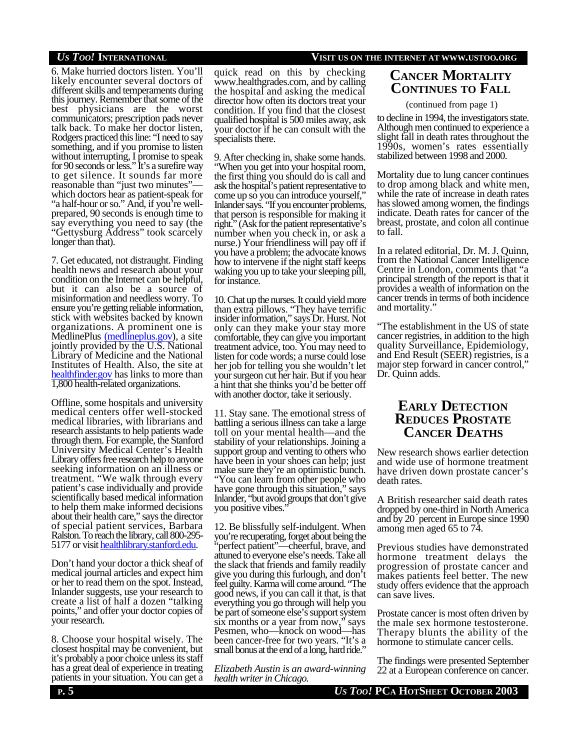6. Make hurried doctors listen. You'll likely encounter several doctors of different skills and temperaments during this journey. Remember that some of the best physicians are the worst communicators; prescription pads never talk back. To make her doctor listen, Rodgers practiced this line: "I need to say something, and if you promise to listen without interrupting, I promise to speak for 90 seconds or less." It's a surefire way to get silence. It sounds far more reasonable than "just two minutes"—which doctors hear as patient-speak for "a half-hour or so." And, if you're well-prepared, 90 seconds is enough time to say everything you need to say (the "Gettysburg Address" took scarcely longer than that).

7. Get educated, not distraught. Finding health news and research about your condition on the Internet can be helpful, but it can also be a source of misinformation and needless worry. To ensure you're getting reliable information, stick with websites backed by known organizations. A prominent one is MedlinePlus (medlineplus.gov), a site jointly provided by the U.S. National Library of Medicine and the National Institutes of Health. Also, the site at healthfinder.gov has links to more than 1,800 health-related organizations.

Offline, some hospitals and university medical centers offer well-stocked medical libraries, with librarians and research assistants to help patients wade through them. For example, the Stanford University Medical Center's Health Library offers free research help to anyone seeking information on an illness or treatment. "We walk through every patient's case individually and provide scientifically based medical information to help them make informed decisions about their health care," says the director of special patient services, Barbara Ralston. To reach the library, call 800-295-5177 or visit healthlibrary.stanford.edu.

Don't hand your doctor a thick sheaf of medical journal articles and expect him or her to read them on the spot. Instead, Inlander suggests, use your research to create a list of half a dozen "talking points," and offer your doctor copies of your research.

8. Choose your hospital wisely. The closest hospital may be convenient, but it's probably a poor choice unless its staff has a great deal of experience in treating patients in your situation. You can get a quick read on this by checking www.healthgrades.com, and by calling the hospital and asking the medical director how often its doctors treat your condition. If you find that the closest qualified hospital is 500 miles away, ask your doctor if he can consult with the specialists there.

9. After checking in, shake some hands. "When you get into your hospital room, the first thing you should do is call and ask the hospital's patient representative to come up so you can introduce yourself," Inlander says. "If you encounter problems, that person is responsible for making it right." (Ask for the patient representative's number when you check in, or ask a nurse.) Your friendliness will pay off if you have a problem; the advocate knows how to intervene if the night staff keeps waking you up to take your sleeping pill, for instance.

10. Chat up the nurses. It could yield more than extra pillows. "They have terrific insider information," says Dr. Hurst. Not only can they make your stay more comfortable, they can give you important treatment advice, too. You may need to listen for code words; a nurse could lose her job for telling you she wouldn't let your surgeon cut her hair. But if you hear a hint that she thinks you'd be better off with another doctor, take it seriously.

11. Stay sane. The emotional stress of battling a serious illness can take a large toll on your mental health—and the stability of your relationships. Joining a support group and venting to others who have been in your shoes can help; just make sure they're an optimistic bunch. "You can learn from other people who have gone through this situation," says Inlander, "but avoid groups that don't give you positive vibes."

12. Be blissfully self-indulgent. When you're recuperating, forget about being the "perfect patient"—cheerful, brave, and attuned to everyone else's needs. Take all the slack that friends and family readily give you during this furlough, and don't feel guilty. Karma will come around. "The good news, if you can call it that, is that everything you go through will help you be part of someone else's support system six months or a year from now," says Pesmen, who—knock on wood—has been cancer-free for two years. "It's a small bonus at the end of a long, hard ride."

*Elizabeth Austin is an award-winning health writer in Chicago.*

## Cancer Mortality Continues to Fall

(continued from page 1)

to decline in 1994, the investigators state. Although men continued to experience a slight fall in death rates throughout the 1990s, women's rates essentially stabilized between 1998 and 2000.

Mortality due to lung cancer continues to drop among black and white men, while the rate of increase in death rates has slowed among women, the findings indicate. Death rates for cancer of the breast, prostate, and colon all continue to fall.

In a related editorial, Dr. M. J. Quinn, from the National Cancer Intelligence Centre in London, comments that "a principal strength of the report is that it provides a wealth of information on the cancer trends in terms of both incidence and mortality."

"The establishment in the US of state cancer registries, in addition to the high quality Surveillance, Epidemiology, and End Result (SEER) registries, is a major step forward in cancer control," Dr. Quinn adds.

## Early Detection Reduces Prostate Cancer Deaths

New research shows earlier detection and wide use of hormone treatment have driven down prostate cancer's death rates.

A British researcher said death rates dropped by one-third in North America and by 20 percent in Europe since 1990 among men aged 65 to 74.

Previous studies have demonstrated hormone treatment delays the progression of prostate cancer and makes patients feel better. The new study offers evidence that the approach can save lives.

Prostate cancer is most often driven by the male sex hormone testosterone. Therapy blunts the ability of the hormone to stimulate cancer cells.

The findings were presented September 22 at a European conference on cancer.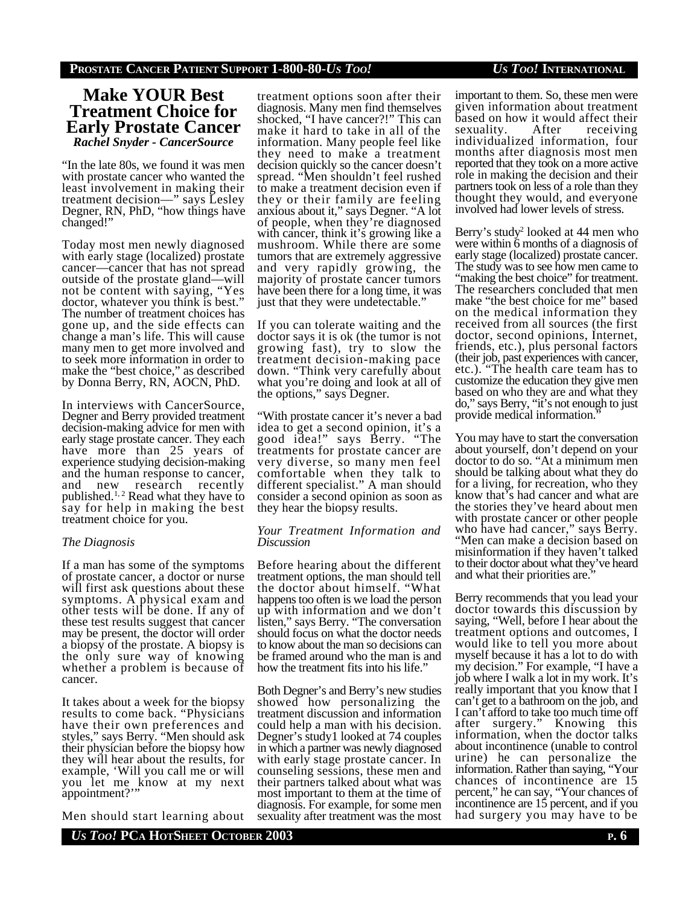## Make YOUR Best Treatment Choice for Early Prostate Cancer

***Rachel Snyder - CancerSource***

"In the late 80s, we found it was men with prostate cancer who wanted the least involvement in making their treatment decision—" says Lesley Degner, RN, PhD, "how things have changed!"

Today most men newly diagnosed with early stage (localized) prostate cancer—cancer that has not spread outside of the prostate gland—will not be content with saying, "Yes doctor, whatever you think is best." The number of treatment choices has gone up, and the side effects can change a man's life. This will cause many men to get more involved and to seek more information in order to make the "best choice," as described by Donna Berry, RN, AOCN, PhD.

In interviews with CancerSource, Degner and Berry provided treatment decision-making advice for men with early stage prostate cancer. They each have more than 25 years of experience studying decision-making and the human response to cancer, and new research recently published.[1, 2] Read what they have to say for help in making the best treatment choice for you.

*The Diagnosis*

If a man has some of the symptoms of prostate cancer, a doctor or nurse will first ask questions about these symptoms. A physical exam and other tests will be done. If any of these test results suggest that cancer may be present, the doctor will order a biopsy of the prostate. A biopsy is the only sure way of knowing whether a problem is because of cancer.

It takes about a week for the biopsy results to come back. "Physicians have their own preferences and styles," says Berry. "Men should ask their physician before the biopsy how they will hear about the results, for example, 'Will you call me or will you let me know at my next appointment?'"

Men should start learning about treatment options soon after their diagnosis. Many men find themselves shocked, "I have cancer?!" This can make it hard to take in all of the information. Many people feel like they need to make a treatment decision quickly so the cancer doesn't spread. "Men shouldn't feel rushed to make a treatment decision even if they or their family are feeling anxious about it," says Degner. "A lot of people, when they're diagnosed with cancer, think it's growing like a mushroom. While there are some tumors that are extremely aggressive and very rapidly growing, the majority of prostate cancer tumors have been there for a long time, it was just that they were undetectable."

If you can tolerate waiting and the doctor says it is ok (the tumor is not growing fast), try to slow the treatment decision-making pace down. "Think very carefully about what you're doing and look at all of the options," says Degner.

"With prostate cancer it's never a bad idea to get a second opinion, it's a good idea!" says Berry. "The treatments for prostate cancer are very diverse, so many men feel comfortable when they talk to different specialist." A man should consider a second opinion as soon as they hear the biopsy results.

*Your Treatment Information and Discussion*

Before hearing about the different treatment options, the man should tell the doctor about himself. "What happens too often is we load the person up with information and we don't listen," says Berry. "The conversation should focus on what the doctor needs to know about the man so decisions can be framed around who the man is and how the treatment fits into his life."

Both Degner's and Berry's new studies showed how personalizing the treatment discussion and information could help a man with his decision. Degner's study1 looked at 74 couples in which a partner was newly diagnosed with early stage prostate cancer. In counseling sessions, these men and their partners talked about what was most important to them at the time of diagnosis. For example, for some men sexuality after treatment was the most important to them. So, these men were given information about treatment based on how it would affect their sexuality. After receiving individualized information, four months after diagnosis most men reported that they took on a more active role in making the decision and their partners took on less of a role than they thought they would, and everyone involved had lower levels of stress.

Berry's study[2] looked at 44 men who were within 6 months of a diagnosis of early stage (localized) prostate cancer. The study was to see how men came to "making the best choice" for treatment. The researchers concluded that men make "the best choice for me" based on the medical information they received from all sources (the first doctor, second opinions, Internet, friends, etc.), plus personal factors (their job, past experiences with cancer, etc.). "The health care team has to customize the education they give men based on who they are and what they do," says Berry, "it's not enough to just provide medical information."

You may have to start the conversation about yourself, don't depend on your doctor to do so. "At a minimum men should be talking about what they do for a living, for recreation, who they know that's had cancer and what are the stories they've heard about men with prostate cancer or other people who have had cancer," says Berry. "Men can make a decision based on misinformation if they haven't talked to their doctor about what they've heard and what their priorities are."

Berry recommends that you lead your doctor towards this discussion by saying, "Well, before I hear about the treatment options and outcomes, I would like to tell you more about myself because it has a lot to do with my decision." For example, "I have a job where I walk a lot in my work. It's really important that you know that I can't get to a bathroom on the job, and I can't afford to take too much time off after surgery." Knowing this information, when the doctor talks about incontinence (unable to control urine) he can personalize the information. Rather than saying, "Your chances of incontinence are 15 percent," he can say, "Your chances of incontinence are 15 percent, and if you had surgery you may have to be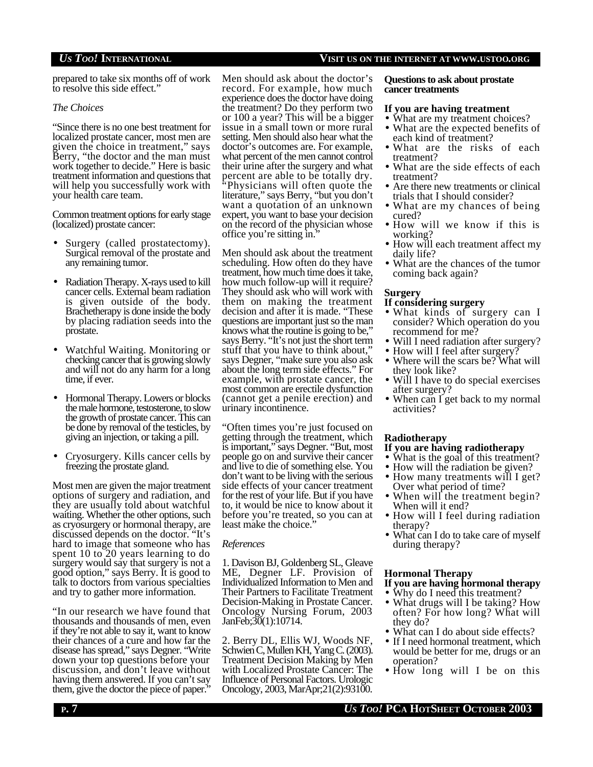prepared to take six months off of work to resolve this side effect."

*The Choices*

"Since there is no one best treatment for localized prostate cancer, most men are given the choice in treatment," says Berry, "the doctor and the man must work together to decide." Here is basic treatment information and questions that will help you successfully work with your health care team.

Common treatment options for early stage (localized) prostate cancer:

- Surgery (called prostatectomy). Surgical removal of the prostate and any remaining tumor.
- Radiation Therapy. X-rays used to kill cancer cells. External beam radiation is given outside of the body. Brachetherapy is done inside the body by placing radiation seeds into the prostate.
- Watchful Waiting. Monitoring or checking cancer that is growing slowly and will not do any harm for a long time, if ever.
- Hormonal Therapy. Lowers or blocks the male hormone, testosterone, to slow the growth of prostate cancer. This can be done by removal of the testicles, by giving an injection, or taking a pill.
- Cryosurgery. Kills cancer cells by freezing the prostate gland.

Most men are given the major treatment options of surgery and radiation, and they are usually told about watchful waiting. Whether the other options, such as cryosurgery or hormonal therapy, are discussed depends on the doctor. "It's hard to image that someone who has spent 10 to 20 years learning to do surgery would say that surgery is not a good option," says Berry. It is good to talk to doctors from various specialties and try to gather more information.

"In our research we have found that thousands and thousands of men, even if they're not able to say it, want to know their chances of a cure and how far the disease has spread," says Degner. "Write down your top questions before your discussion, and don't leave without having them answered. If you can't say them, give the doctor the piece of paper."

Men should ask about the doctor's record. For example, how much experience does the doctor have doing the treatment? Do they perform two or 100 a year? This will be a bigger issue in a small town or more rural setting. Men should also hear what the doctor's outcomes are. For example, what percent of the men cannot control their urine after the surgery and what percent are able to be totally dry. "Physicians will often quote the literature," says Berry, "but you don't want a quotation of an unknown expert, you want to base your decision on the record of the physician whose office you're sitting in."

Men should ask about the treatment scheduling. How often do they have treatment, how much time does it take, how much follow-up will it require? They should ask who will work with them on making the treatment decision and after it is made. "These questions are important just so the man knows what the routine is going to be," says Berry. "It's not just the short term stuff that you have to think about," says Degner, "make sure you also ask about the long term side effects." For example, with prostate cancer, the most common are erectile dysfunction (cannot get a penile erection) and urinary incontinence.

"Often times you're just focused on getting through the treatment, which is important," says Degner. "But, most people go on and survive their cancer and live to die of something else. You don't want to be living with the serious side effects of your cancer treatment for the rest of your life. But if you have to, it would be nice to know about it before you're treated, so you can at least make the choice."

*References*

1. Davison BJ, Goldenberg SL, Gleave ME, Degner LF. Provision of Individualized Information to Men and Their Partners to Facilitate Treatment Decision-Making in Prostate Cancer. Oncology Nursing Forum, 2003 JanFeb;30(1):10714.

2. Berry DL, Ellis WJ, Woods NF, Schwien C, Mullen KH, Yang C. (2003). Treatment Decision Making by Men with Localized Prostate Cancer: The Influence of Personal Factors. Urologic Oncology, 2003, MarApr;21(2):93100.

**Questions to ask about prostate cancer treatments**

**If you are having treatment**

- What are my treatment choices?
- What are the expected benefits of each kind of treatment?
- What are the risks of each treatment?
- What are the side effects of each treatment?
- Are there new treatments or clinical trials that I should consider?
- What are my chances of being cured?
- How will we know if this is working?
- How will each treatment affect my daily life?
- What are the chances of the tumor coming back again?

**Surgery**

**If considering surgery**

- What kinds of surgery can I consider? Which operation do you recommend for me?
- Will I need radiation after surgery?
- How will I feel after surgery?
- Where will the scars be? What will they look like?
- Will I have to do special exercises after surgery?
- When can I get back to my normal activities?

**Radiotherapy**

**If you are having radiotherapy**

- What is the goal of this treatment?
- How will the radiation be given?
- How many treatments will I get? Over what period of time?
- When will the treatment begin? When will it end?
- How will I feel during radiation therapy?
- What can I do to take care of myself during therapy?

**Hormonal Therapy**

**If you are having hormonal therapy**

- Why do I need this treatment?
- What drugs will I be taking? How often? For how long? What will they do?
- What can I do about side effects?
- If I need hormonal treatment, which would be better for me, drugs or an operation?
- How long will I be on this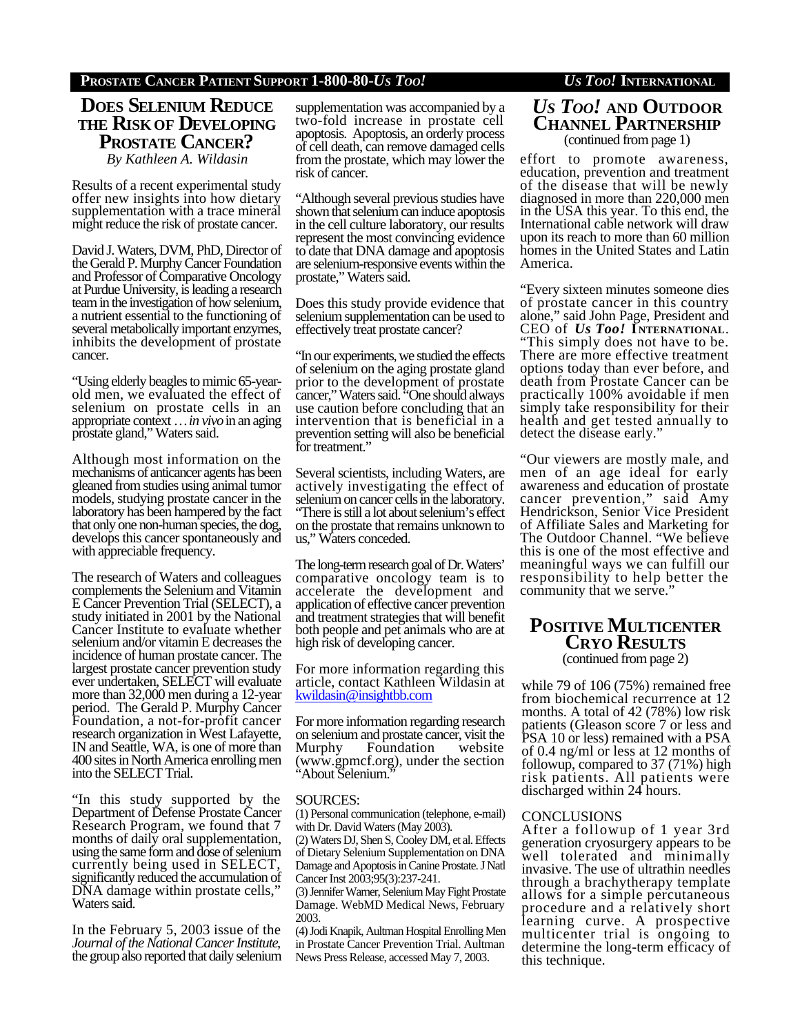## Does Selenium Reduce the Risk of Developing Prostate Cancer?

*By Kathleen A. Wildasin*

Results of a recent experimental study offer new insights into how dietary supplementation with a trace mineral might reduce the risk of prostate cancer.

David J. Waters, DVM, PhD, Director of the Gerald P. Murphy Cancer Foundation and Professor of Comparative Oncology at Purdue University, is leading a research team in the investigation of how selenium, a nutrient essential to the functioning of several metabolically important enzymes, inhibits the development of prostate cancer.

"Using elderly beagles to mimic 65-year-old men, we evaluated the effect of selenium on prostate cells in an appropriate context … *in vivo* in an aging prostate gland," Waters said.

Although most information on the mechanisms of anticancer agents has been gleaned from studies using animal tumor models, studying prostate cancer in the laboratory has been hampered by the fact that only one non-human species, the dog, develops this cancer spontaneously and with appreciable frequency.

The research of Waters and colleagues complements the Selenium and Vitamin E Cancer Prevention Trial (SELECT), a study initiated in 2001 by the National Cancer Institute to evaluate whether selenium and/or vitamin E decreases the incidence of human prostate cancer. The largest prostate cancer prevention study ever undertaken, SELECT will evaluate more than 32,000 men during a 12-year period. The Gerald P. Murphy Cancer Foundation, a not-for-profit cancer research organization in West Lafayette, IN and Seattle, WA, is one of more than 400 sites in North America enrolling men into the SELECT Trial.

"In this study supported by the Department of Defense Prostate Cancer Research Program, we found that 7 months of daily oral supplementation, using the same form and dose of selenium currently being used in SELECT, significantly reduced the accumulation of DNA damage within prostate cells," Waters said.

In the February 5, 2003 issue of the *Journal of the National Cancer Institute*, the group also reported that daily selenium supplementation was accompanied by a two-fold increase in prostate cell apoptosis. Apoptosis, an orderly process of cell death, can remove damaged cells from the prostate, which may lower the risk of cancer.

"Although several previous studies have shown that selenium can induce apoptosis in the cell culture laboratory, our results represent the most convincing evidence to date that DNA damage and apoptosis are selenium-responsive events within the prostate," Waters said.

Does this study provide evidence that selenium supplementation can be used to effectively treat prostate cancer?

"In our experiments, we studied the effects of selenium on the aging prostate gland prior to the development of prostate cancer," Waters said. "One should always use caution before concluding that an intervention that is beneficial in a prevention setting will also be beneficial for treatment."

Several scientists, including Waters, are actively investigating the effect of selenium on cancer cells in the laboratory. "There is still a lot about selenium's effect on the prostate that remains unknown to us," Waters conceded.

The long-term research goal of Dr. Waters' comparative oncology team is to accelerate the development and application of effective cancer prevention and treatment strategies that will benefit both people and pet animals who are at high risk of developing cancer.

For more information regarding this article, contact Kathleen Wildasin at kwildasin@insightbb.com

For more information regarding research on selenium and prostate cancer, visit the Murphy Foundation website (www.gpmcf.org), under the section "About Selenium."

SOURCES:

(1) Personal communication (telephone, e-mail) with Dr. David Waters (May 2003).

(2) Waters DJ, Shen S, Cooley DM, et al. Effects of Dietary Selenium Supplementation on DNA Damage and Apoptosis in Canine Prostate. J Natl Cancer Inst 2003;95(3):237-241.

(3) Jennifer Warner, Selenium May Fight Prostate Damage. WebMD Medical News, February 2003.

(4) Jodi Knapik, Aultman Hospital Enrolling Men in Prostate Cancer Prevention Trial. Aultman News Press Release, accessed May 7, 2003.

## *Us Too!* and Outdoor Channel Partnership

(continued from page 1)

effort to promote awareness, education, prevention and treatment of the disease that will be newly diagnosed in more than 220,000 men in the USA this year. To this end, the International cable network will draw upon its reach to more than 60 million homes in the United States and Latin America.

"Every sixteen minutes someone dies of prostate cancer in this country alone," said John Page, President and CEO of ***Us Too!* International**. "This simply does not have to be. There are more effective treatment options today than ever before, and death from Prostate Cancer can be practically 100% avoidable if men simply take responsibility for their health and get tested annually to detect the disease early."

"Our viewers are mostly male, and men of an age ideal for early awareness and education of prostate cancer prevention," said Amy Hendrickson, Senior Vice President of Affiliate Sales and Marketing for The Outdoor Channel. "We believe this is one of the most effective and meaningful ways we can fulfill our responsibility to help better the community that we serve."

## Positive Multicenter Cryo Results

(continued from page 2)

while 79 of 106 (75%) remained free from biochemical recurrence at 12 months. A total of 42 (78%) low risk patients (Gleason score 7 or less and PSA 10 or less) remained with a PSA of 0.4 ng/ml or less at 12 months of followup, compared to 37 (71%) high risk patients. All patients were discharged within 24 hours.

CONCLUSIONS

After a followup of 1 year 3rd generation cryosurgery appears to be well tolerated and minimally invasive. The use of ultrathin needles through a brachytherapy template allows for a simple percutaneous procedure and a relatively short learning curve. A prospective multicenter trial is ongoing to determine the long-term efficacy of this technique.